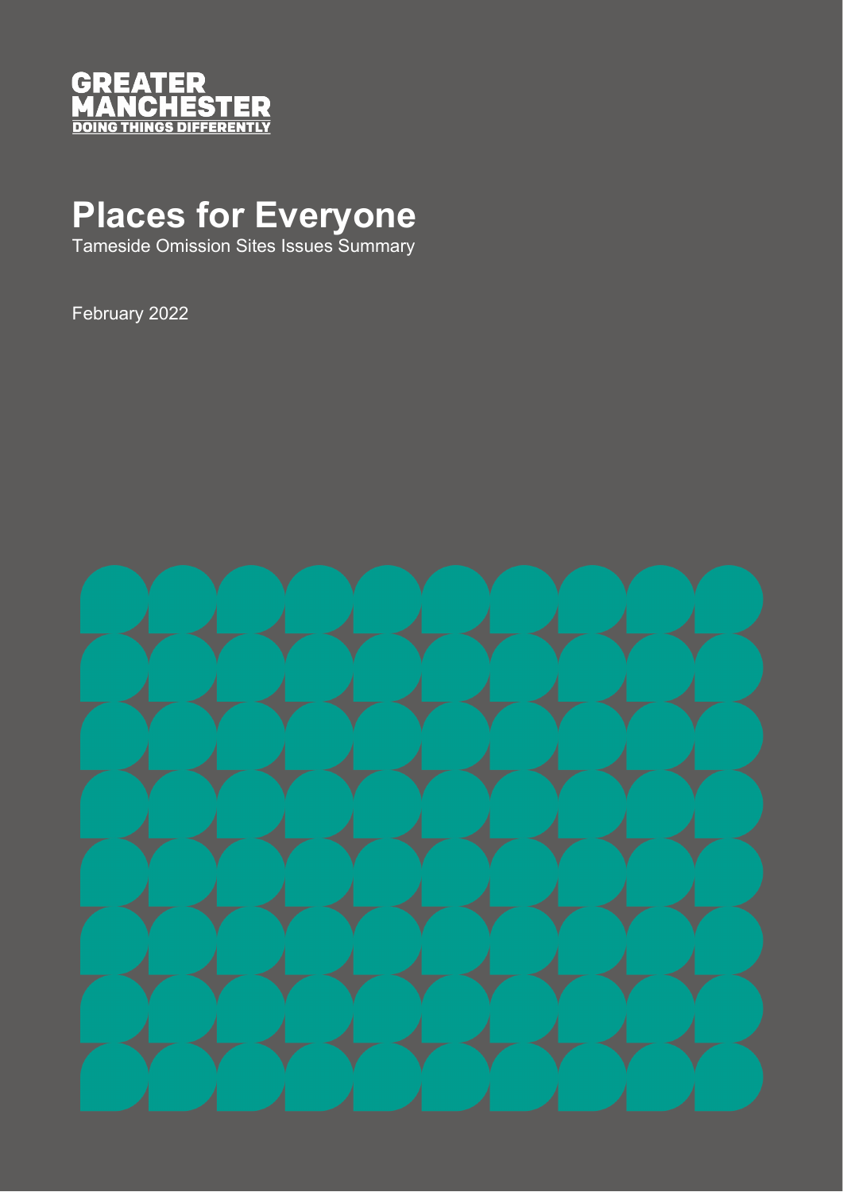GREATER
MANCHESTER
DOING THINGS DIFFERENTLY

# Places for Everyone

Tameside Omission Sites Issues Summary

February 2022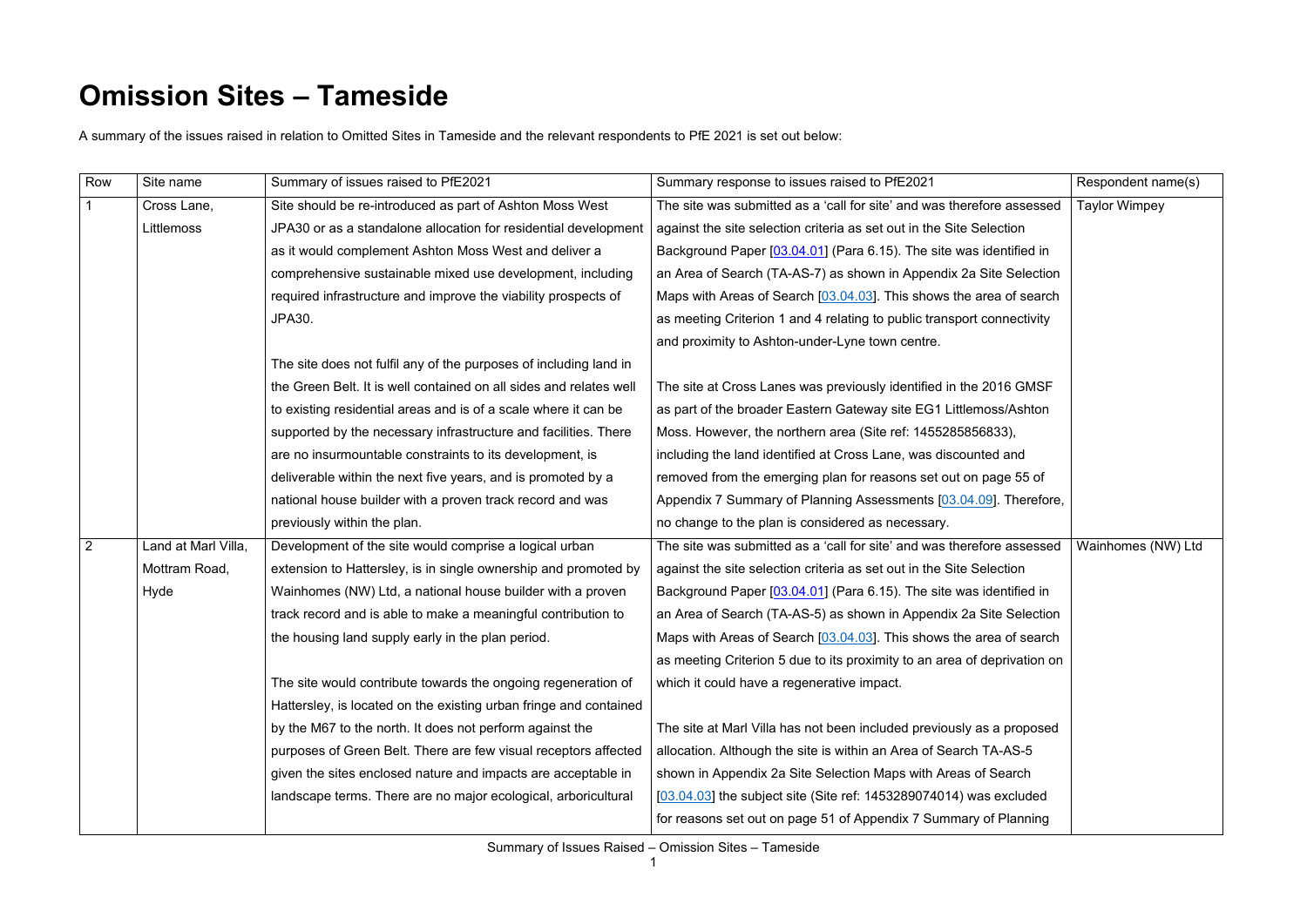# Omission Sites – Tameside

A summary of the issues raised in relation to Omitted Sites in Tameside and the relevant respondents to PfE 2021 is set out below:

| Row | Site name | Summary of issues raised to PfE2021 | Summary response to issues raised to PfE2021 | Respondent name(s) |
|---|---|---|---|---|
| 1 | Cross Lane, Littlemoss | Site should be re-introduced as part of Ashton Moss West JPA30 or as a standalone allocation for residential development as it would complement Ashton Moss West and deliver a comprehensive sustainable mixed use development, including required infrastructure and improve the viability prospects of JPA30.<br><br>The site does not fulfil any of the purposes of including land in the Green Belt. It is well contained on all sides and relates well to existing residential areas and is of a scale where it can be supported by the necessary infrastructure and facilities. There are no insurmountable constraints to its development, is deliverable within the next five years, and is promoted by a national house builder with a proven track record and was previously within the plan. | The site was submitted as a 'call for site' and was therefore assessed against the site selection criteria as set out in the Site Selection Background Paper [03.04.01] (Para 6.15). The site was identified in an Area of Search (TA-AS-7) as shown in Appendix 2a Site Selection Maps with Areas of Search [03.04.03]. This shows the area of search as meeting Criterion 1 and 4 relating to public transport connectivity and proximity to Ashton-under-Lyne town centre.<br><br>The site at Cross Lanes was previously identified in the 2016 GMSF as part of the broader Eastern Gateway site EG1 Littlemoss/Ashton Moss. However, the northern area (Site ref: 1455285856833), including the land identified at Cross Lane, was discounted and removed from the emerging plan for reasons set out on page 55 of Appendix 7 Summary of Planning Assessments [03.04.09]. Therefore, no change to the plan is considered as necessary. | Taylor Wimpey |
| 2 | Land at Marl Villa, Mottram Road, Hyde | Development of the site would comprise a logical urban extension to Hattersley, is in single ownership and promoted by Wainhomes (NW) Ltd, a national house builder with a proven track record and is able to make a meaningful contribution to the housing land supply early in the plan period.<br><br>The site would contribute towards the ongoing regeneration of Hattersley, is located on the existing urban fringe and contained by the M67 to the north. It does not perform against the purposes of Green Belt. There are few visual receptors affected given the sites enclosed nature and impacts are acceptable in landscape terms. There are no major ecological, arboricultural | The site was submitted as a 'call for site' and was therefore assessed against the site selection criteria as set out in the Site Selection Background Paper [03.04.01] (Para 6.15). The site was identified in an Area of Search (TA-AS-5) as shown in Appendix 2a Site Selection Maps with Areas of Search [03.04.03]. This shows the area of search as meeting Criterion 5 due to its proximity to an area of deprivation on which it could have a regenerative impact.<br><br>The site at Marl Villa has not been included previously as a proposed allocation. Although the site is within an Area of Search TA-AS-5 shown in Appendix 2a Site Selection Maps with Areas of Search [03.04.03] the subject site (Site ref: 1453289074014) was excluded for reasons set out on page 51 of Appendix 7 Summary of Planning | Wainhomes (NW) Ltd |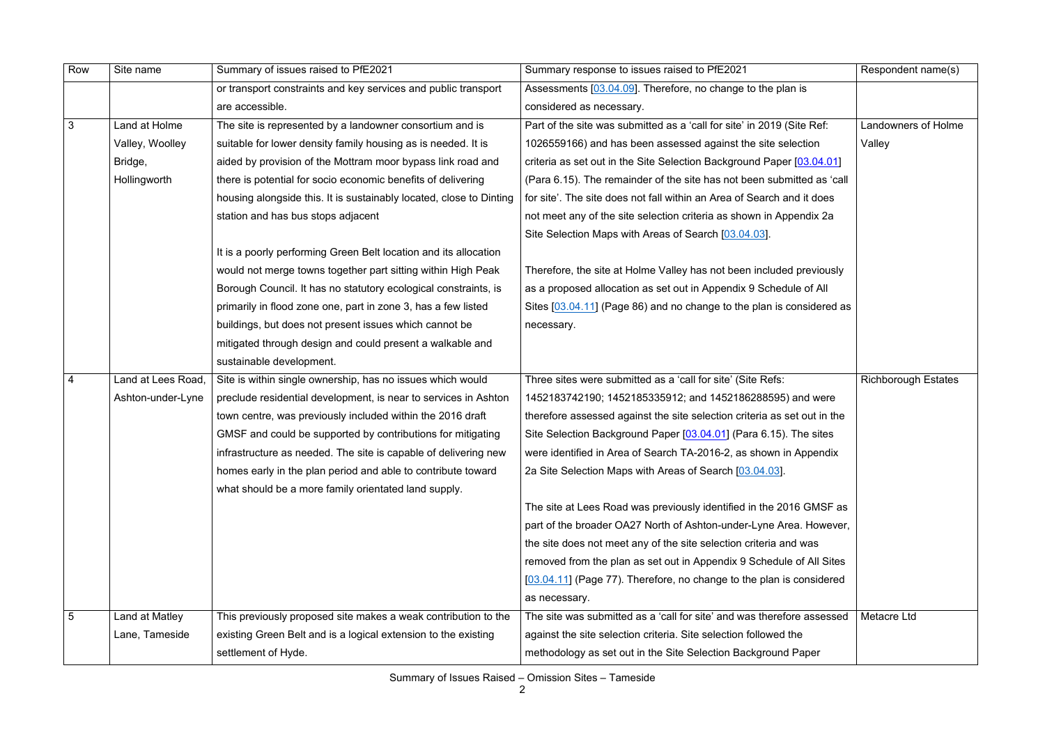| Row | Site name | Summary of issues raised to PfE2021 | Summary response to issues raised to PfE2021 | Respondent name(s) |
|---|---|---|---|---|
| | | or transport constraints and key services and public transport are accessible. | Assessments [03.04.09]. Therefore, no change to the plan is considered as necessary. | |
| 3 | Land at Holme Valley, Woolley Bridge, Hollingworth | The site is represented by a landowner consortium and is suitable for lower density family housing as is needed. It is aided by provision of the Mottram moor bypass link road and there is potential for socio economic benefits of delivering housing alongside this. It is sustainably located, close to Dinting station and has bus stops adjacent<br><br>It is a poorly performing Green Belt location and its allocation would not merge towns together part sitting within High Peak Borough Council. It has no statutory ecological constraints, is primarily in flood zone one, part in zone 3, has a few listed buildings, but does not present issues which cannot be mitigated through design and could present a walkable and sustainable development. | Part of the site was submitted as a 'call for site' in 2019 (Site Ref: 1026559166) and has been assessed against the site selection criteria as set out in the Site Selection Background Paper [03.04.01] (Para 6.15). The remainder of the site has not been submitted as 'call for site'. The site does not fall within an Area of Search and it does not meet any of the site selection criteria as shown in Appendix 2a Site Selection Maps with Areas of Search [03.04.03].<br><br>Therefore, the site at Holme Valley has not been included previously as a proposed allocation as set out in Appendix 9 Schedule of All Sites [03.04.11] (Page 86) and no change to the plan is considered as necessary. | Landowners of Holme Valley |
| 4 | Land at Lees Road, Ashton-under-Lyne | Site is within single ownership, has no issues which would preclude residential development, is near to services in Ashton town centre, was previously included within the 2016 draft GMSF and could be supported by contributions for mitigating infrastructure as needed. The site is capable of delivering new homes early in the plan period and able to contribute toward what should be a more family orientated land supply. | Three sites were submitted as a 'call for site' (Site Refs: 1452183742190; 1452185335912; and 1452186288595) and were therefore assessed against the site selection criteria as set out in the Site Selection Background Paper [03.04.01] (Para 6.15). The sites were identified in Area of Search TA-2016-2, as shown in Appendix 2a Site Selection Maps with Areas of Search [03.04.03].<br><br>The site at Lees Road was previously identified in the 2016 GMSF as part of the broader OA27 North of Ashton-under-Lyne Area. However, the site does not meet any of the site selection criteria and was removed from the plan as set out in Appendix 9 Schedule of All Sites [03.04.11] (Page 77). Therefore, no change to the plan is considered as necessary. | Richborough Estates |
| 5 | Land at Matley Lane, Tameside | This previously proposed site makes a weak contribution to the existing Green Belt and is a logical extension to the existing settlement of Hyde. | The site was submitted as a 'call for site' and was therefore assessed against the site selection criteria. Site selection followed the methodology as set out in the Site Selection Background Paper | Metacre Ltd |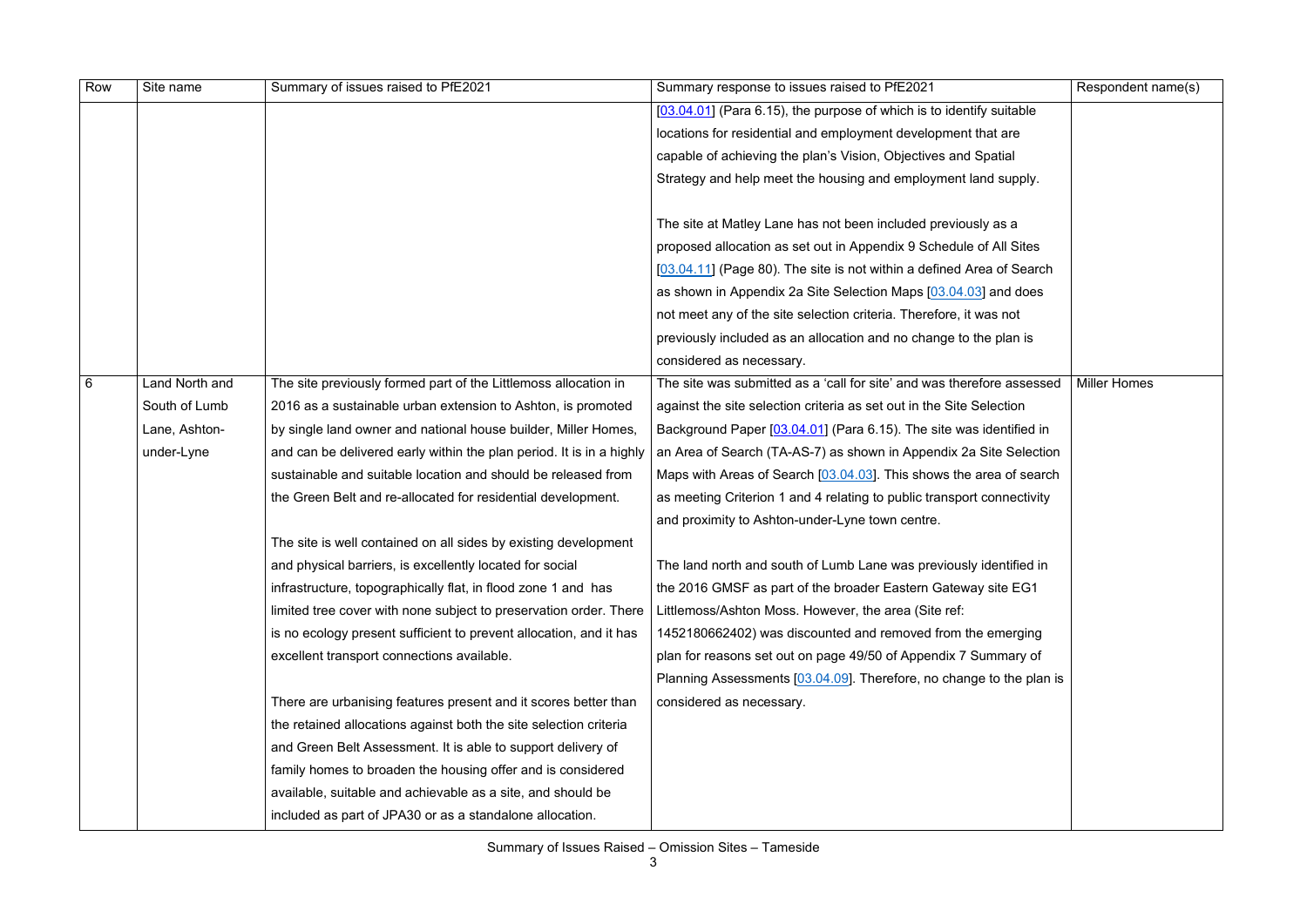| Row | Site name | Summary of issues raised to PfE2021 | Summary response to issues raised to PfE2021 | Respondent name(s) |
|---|---|---|---|---|
| | | | [03.04.01] (Para 6.15), the purpose of which is to identify suitable locations for residential and employment development that are capable of achieving the plan's Vision, Objectives and Spatial Strategy and help meet the housing and employment land supply.<br><br>The site at Matley Lane has not been included previously as a proposed allocation as set out in Appendix 9 Schedule of All Sites [03.04.11] (Page 80). The site is not within a defined Area of Search as shown in Appendix 2a Site Selection Maps [03.04.03] and does not meet any of the site selection criteria. Therefore, it was not previously included as an allocation and no change to the plan is considered as necessary. | |
| 6 | Land North and South of Lumb Lane, Ashton-under-Lyne | The site previously formed part of the Littlemoss allocation in 2016 as a sustainable urban extension to Ashton, is promoted by single land owner and national house builder, Miller Homes, and can be delivered early within the plan period. It is in a highly sustainable and suitable location and should be released from the Green Belt and re-allocated for residential development.<br><br>The site is well contained on all sides by existing development and physical barriers, is excellently located for social infrastructure, topographically flat, in flood zone 1 and has limited tree cover with none subject to preservation order. There is no ecology present sufficient to prevent allocation, and it has excellent transport connections available.<br><br>There are urbanising features present and it scores better than the retained allocations against both the site selection criteria and Green Belt Assessment. It is able to support delivery of family homes to broaden the housing offer and is considered available, suitable and achievable as a site, and should be included as part of JPA30 or as a standalone allocation. | The site was submitted as a 'call for site' and was therefore assessed against the site selection criteria as set out in the Site Selection Background Paper [03.04.01] (Para 6.15). The site was identified in an Area of Search (TA-AS-7) as shown in Appendix 2a Site Selection Maps with Areas of Search [03.04.03]. This shows the area of search as meeting Criterion 1 and 4 relating to public transport connectivity and proximity to Ashton-under-Lyne town centre.<br><br>The land north and south of Lumb Lane was previously identified in the 2016 GMSF as part of the broader Eastern Gateway site EG1 Littlemoss/Ashton Moss. However, the area (Site ref: 1452180662402) was discounted and removed from the emerging plan for reasons set out on page 49/50 of Appendix 7 Summary of Planning Assessments [03.04.09]. Therefore, no change to the plan is considered as necessary. | Miller Homes |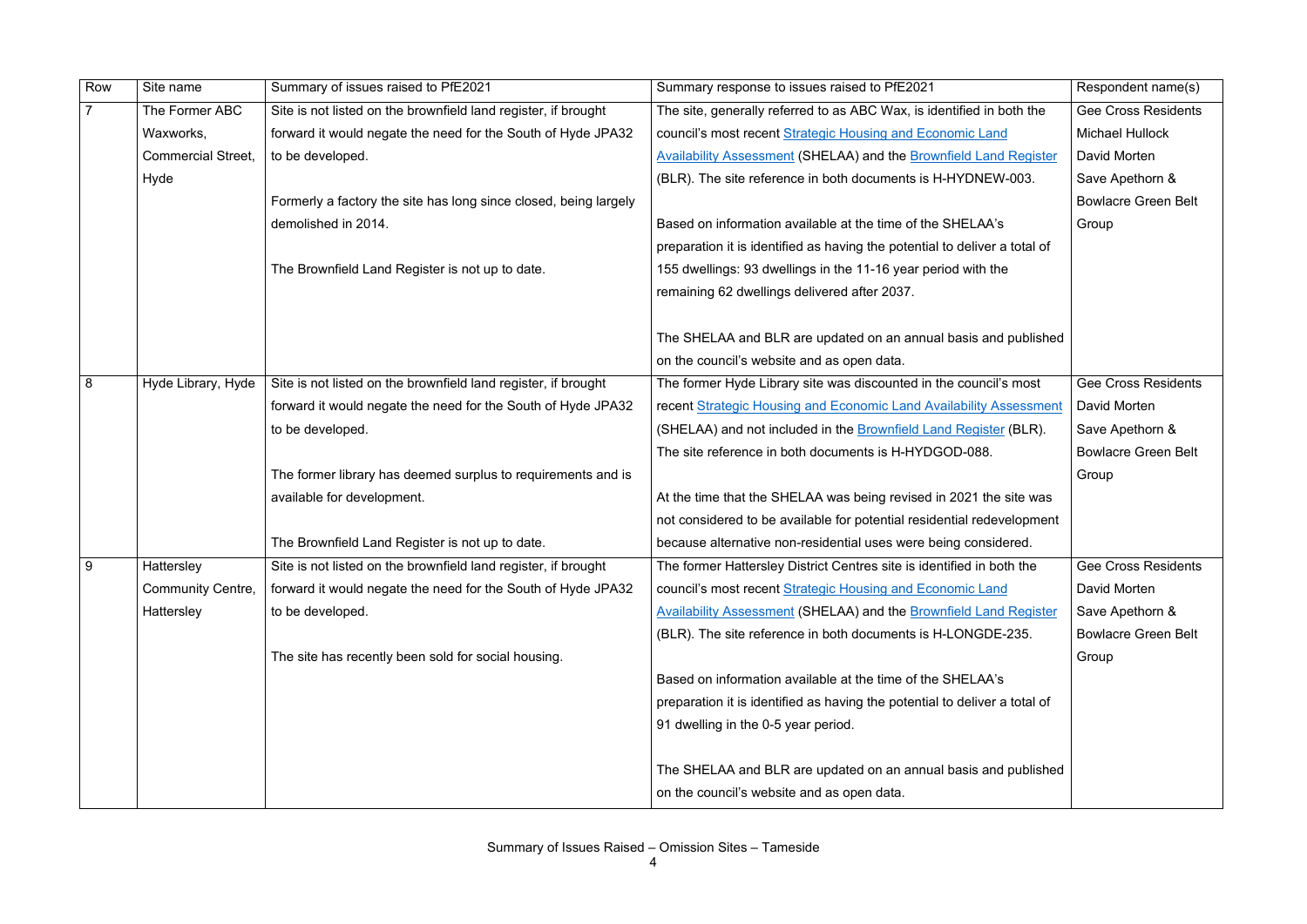| Row | Site name | Summary of issues raised to PfE2021 | Summary response to issues raised to PfE2021 | Respondent name(s) |
|---|---|---|---|---|
| 7 | The Former ABC Waxworks, Commercial Street, Hyde | Site is not listed on the brownfield land register, if brought forward it would negate the need for the South of Hyde JPA32 to be developed.<br><br>Formerly a factory the site has long since closed, being largely demolished in 2014.<br><br>The Brownfield Land Register is not up to date. | The site, generally referred to as ABC Wax, is identified in both the council's most recent [Strategic Housing and Economic Land Availability Assessment]() (SHELAA) and the [Brownfield Land Register]() (BLR). The site reference in both documents is H-HYDNEW-003.<br><br>Based on information available at the time of the SHELAA's preparation it is identified as having the potential to deliver a total of 155 dwellings: 93 dwellings in the 11-16 year period with the remaining 62 dwellings delivered after 2037.<br><br>The SHELAA and BLR are updated on an annual basis and published on the council's website and as open data. | Gee Cross Residents<br>Michael Hullock<br>David Morten<br>Save Apethorn & Bowlacre Green Belt Group |
| 8 | Hyde Library, Hyde | Site is not listed on the brownfield land register, if brought forward it would negate the need for the South of Hyde JPA32 to be developed.<br><br>The former library has deemed surplus to requirements and is available for development.<br><br>The Brownfield Land Register is not up to date. | The former Hyde Library site was discounted in the council's most recent [Strategic Housing and Economic Land Availability Assessment]() (SHELAA) and not included in the [Brownfield Land Register]() (BLR). The site reference in both documents is H-HYDGOD-088.<br><br>At the time that the SHELAA was being revised in 2021 the site was not considered to be available for potential residential redevelopment because alternative non-residential uses were being considered. | Gee Cross Residents<br>David Morten<br>Save Apethorn & Bowlacre Green Belt Group |
| 9 | Hattersley Community Centre, Hattersley | Site is not listed on the brownfield land register, if brought forward it would negate the need for the South of Hyde JPA32 to be developed.<br><br>The site has recently been sold for social housing. | The former Hattersley District Centres site is identified in both the council's most recent [Strategic Housing and Economic Land Availability Assessment]() (SHELAA) and the [Brownfield Land Register]() (BLR). The site reference in both documents is H-LONGDE-235.<br><br>Based on information available at the time of the SHELAA's preparation it is identified as having the potential to deliver a total of 91 dwelling in the 0-5 year period.<br><br>The SHELAA and BLR are updated on an annual basis and published on the council's website and as open data. | Gee Cross Residents<br>David Morten<br>Save Apethorn & Bowlacre Green Belt Group |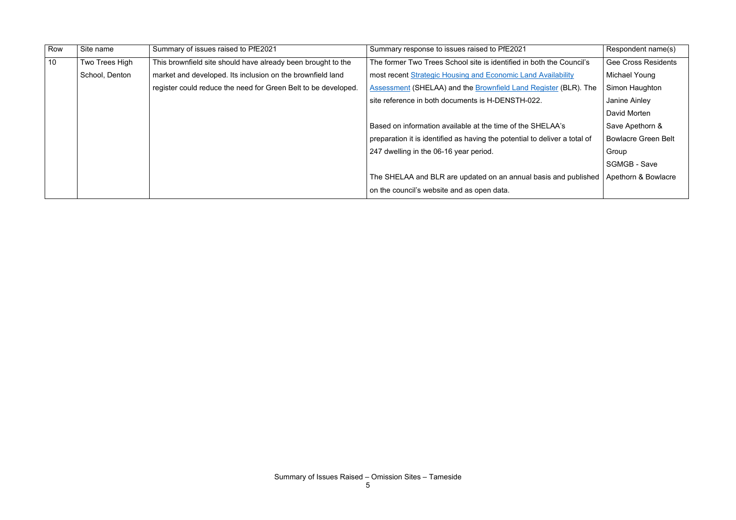| Row | Site name | Summary of issues raised to PfE2021 | Summary response to issues raised to PfE2021 | Respondent name(s) |
|---|---|---|---|---|
| 10 | Two Trees High School, Denton | This brownfield site should have already been brought to the market and developed. Its inclusion on the brownfield land register could reduce the need for Green Belt to be developed. | The former Two Trees School site is identified in both the Council's most recent Strategic Housing and Economic Land Availability Assessment (SHELAA) and the Brownfield Land Register (BLR). The site reference in both documents is H-DENSTH-022.<br><br>Based on information available at the time of the SHELAA's preparation it is identified as having the potential to deliver a total of 247 dwelling in the 06-16 year period.<br><br>The SHELAA and BLR are updated on an annual basis and published on the council's website and as open data. | Gee Cross Residents<br>Michael Young<br>Simon Haughton<br>Janine Ainley<br>David Morten<br>Save Apethorn & Bowlacre Green Belt Group<br>SGMGB - Save Apethorn & Bowlacre |

Summary of Issues Raised – Omission Sites – Tameside